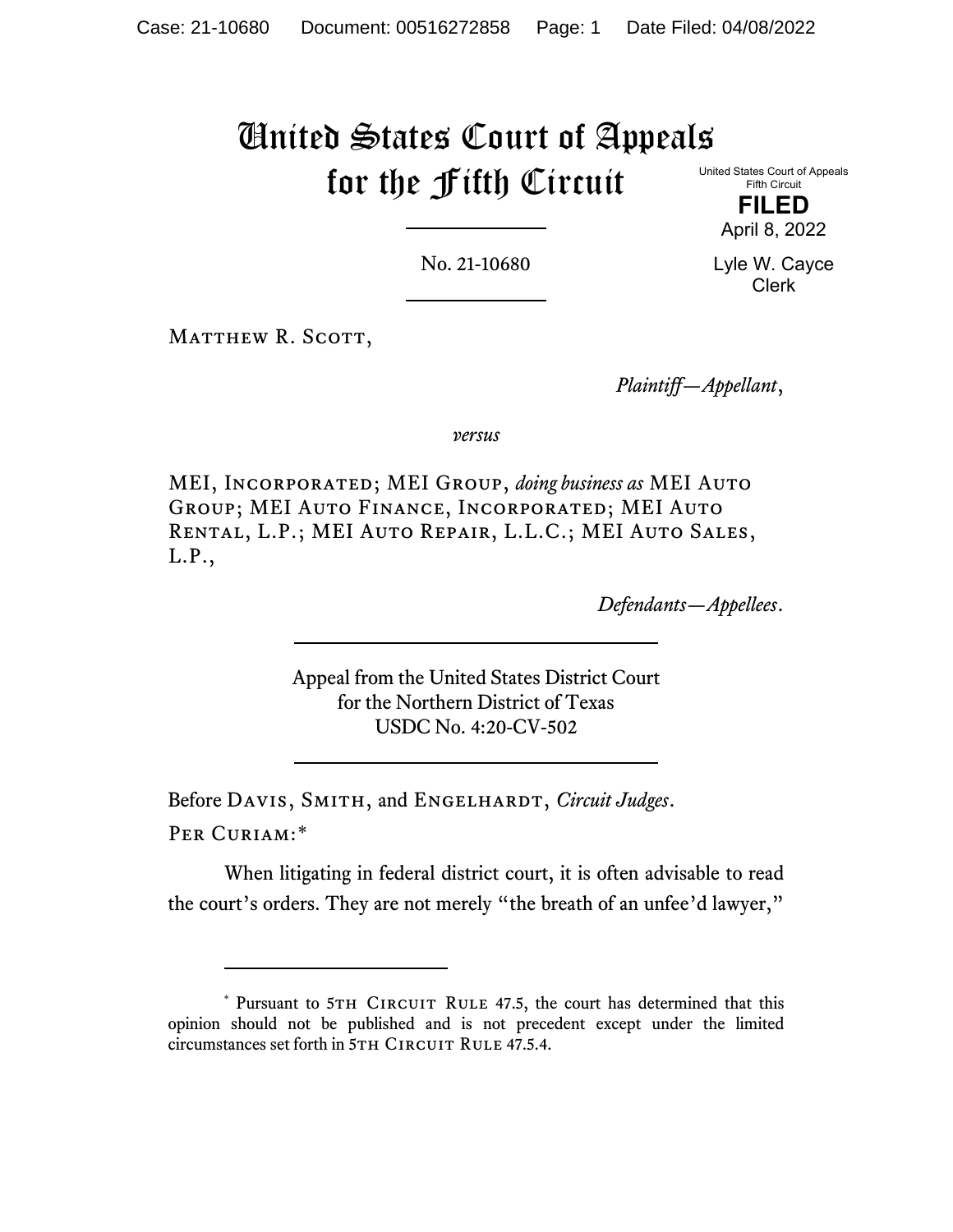# United States Court of Appeals for the Fifth Circuit

United States Court of Appeals
Fifth Circuit

**FILED**

April 8, 2022

Lyle W. Cayce
Clerk

No. 21-10680

Matthew R. Scott,

*Plaintiff—Appellant*,

*versus*

MEI, Incorporated; MEI Group, *doing business as* MEI Auto Group; MEI Auto Finance, Incorporated; MEI Auto Rental, L.P.; MEI Auto Repair, L.L.C.; MEI Auto Sales, L.P.,

*Defendants—Appellees*.

Appeal from the United States District Court
for the Northern District of Texas
USDC No. 4:20-CV-502

Before Davis, Smith, and Engelhardt, *Circuit Judges*.

Per Curiam:*

When litigating in federal district court, it is often advisable to read the court's orders. They are not merely "the breath of an unfee'd lawyer,"

---

* Pursuant to 5th Circuit Rule 47.5, the court has determined that this opinion should not be published and is not precedent except under the limited circumstances set forth in 5th Circuit Rule 47.5.4.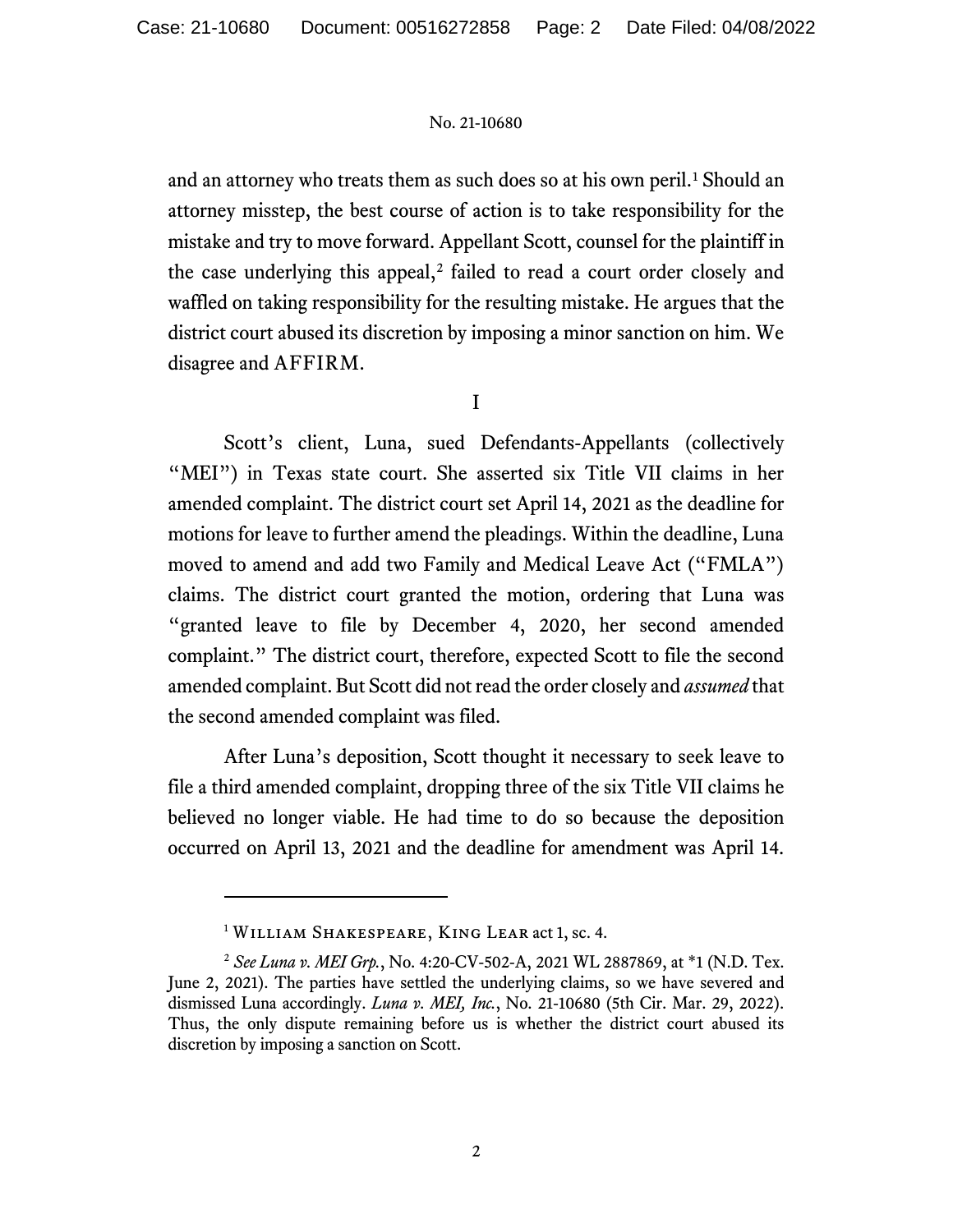and an attorney who treats them as such does so at his own peril.[1] Should an attorney misstep, the best course of action is to take responsibility for the mistake and try to move forward. Appellant Scott, counsel for the plaintiff in the case underlying this appeal,[2] failed to read a court order closely and waffled on taking responsibility for the resulting mistake. He argues that the district court abused its discretion by imposing a minor sanction on him. We disagree and AFFIRM.

## I

Scott's client, Luna, sued Defendants-Appellants (collectively "MEI") in Texas state court. She asserted six Title VII claims in her amended complaint. The district court set April 14, 2021 as the deadline for motions for leave to further amend the pleadings. Within the deadline, Luna moved to amend and add two Family and Medical Leave Act ("FMLA") claims. The district court granted the motion, ordering that Luna was "granted leave to file by December 4, 2020, her second amended complaint." The district court, therefore, expected Scott to file the second amended complaint. But Scott did not read the order closely and *assumed* that the second amended complaint was filed.

After Luna's deposition, Scott thought it necessary to seek leave to file a third amended complaint, dropping three of the six Title VII claims he believed no longer viable. He had time to do so because the deposition occurred on April 13, 2021 and the deadline for amendment was April 14.

---

[1] William Shakespeare, King Lear act 1, sc. 4.

[2] *See Luna v. MEI Grp.*, No. 4:20-CV-502-A, 2021 WL 2887869, at *1 (N.D. Tex. June 2, 2021). The parties have settled the underlying claims, so we have severed and dismissed Luna accordingly. *Luna v. MEI, Inc.*, No. 21-10680 (5th Cir. Mar. 29, 2022). Thus, the only dispute remaining before us is whether the district court abused its discretion by imposing a sanction on Scott.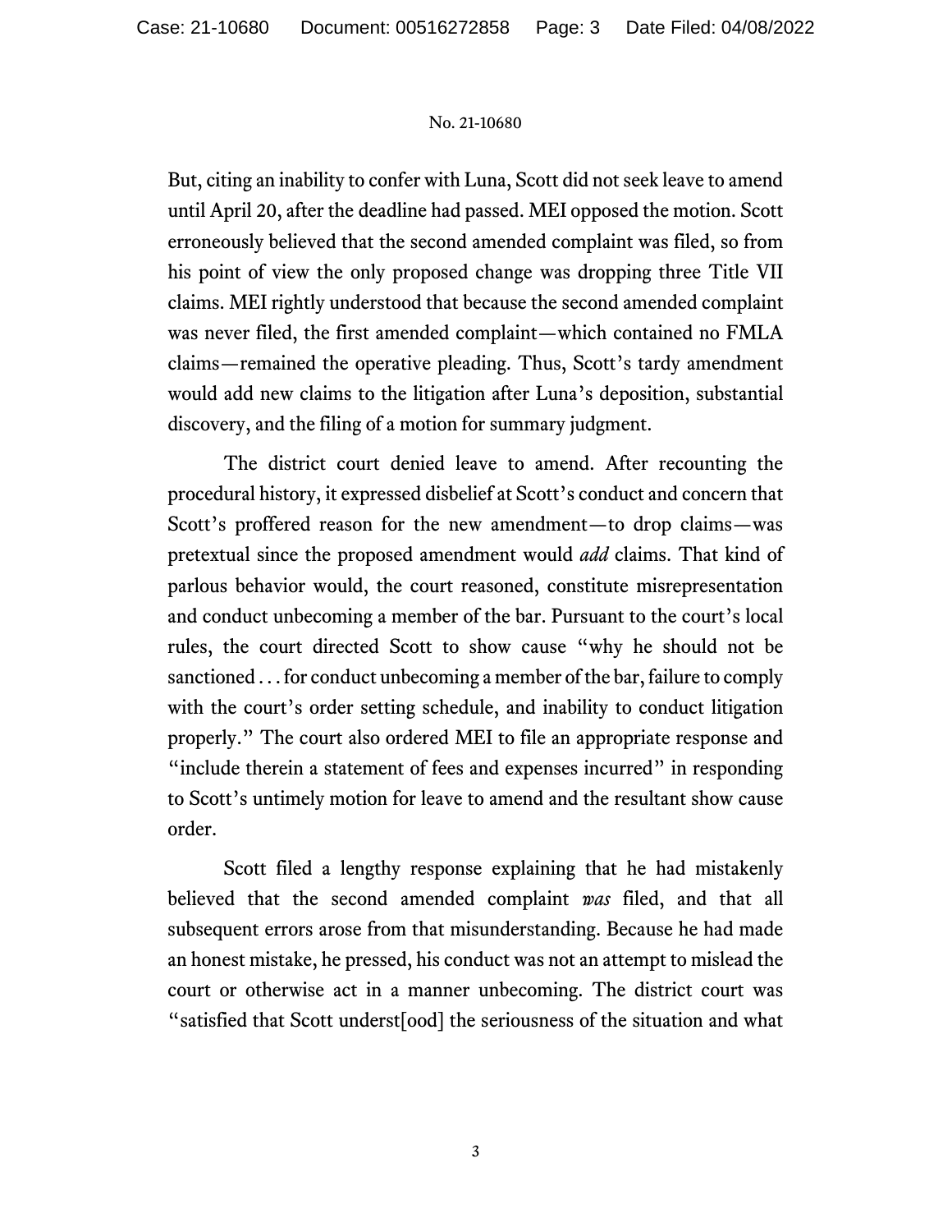But, citing an inability to confer with Luna, Scott did not seek leave to amend until April 20, after the deadline had passed. MEI opposed the motion. Scott erroneously believed that the second amended complaint was filed, so from his point of view the only proposed change was dropping three Title VII claims. MEI rightly understood that because the second amended complaint was never filed, the first amended complaint—which contained no FMLA claims—remained the operative pleading. Thus, Scott's tardy amendment would add new claims to the litigation after Luna's deposition, substantial discovery, and the filing of a motion for summary judgment.

The district court denied leave to amend. After recounting the procedural history, it expressed disbelief at Scott's conduct and concern that Scott's proffered reason for the new amendment—to drop claims—was pretextual since the proposed amendment would *add* claims. That kind of parlous behavior would, the court reasoned, constitute misrepresentation and conduct unbecoming a member of the bar. Pursuant to the court's local rules, the court directed Scott to show cause "why he should not be sanctioned . . . for conduct unbecoming a member of the bar, failure to comply with the court's order setting schedule, and inability to conduct litigation properly." The court also ordered MEI to file an appropriate response and "include therein a statement of fees and expenses incurred" in responding to Scott's untimely motion for leave to amend and the resultant show cause order.

Scott filed a lengthy response explaining that he had mistakenly believed that the second amended complaint *was* filed, and that all subsequent errors arose from that misunderstanding. Because he had made an honest mistake, he pressed, his conduct was not an attempt to mislead the court or otherwise act in a manner unbecoming. The district court was "satisfied that Scott underst[ood] the seriousness of the situation and what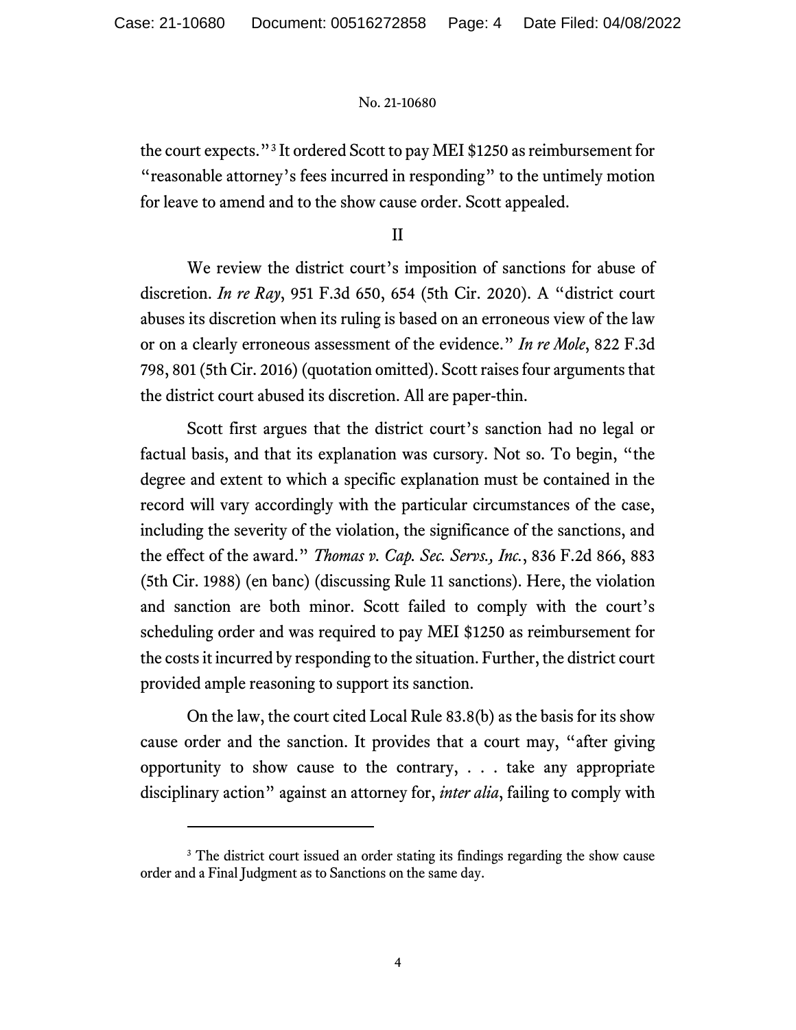the court expects."[3] It ordered Scott to pay MEI $1250 as reimbursement for "reasonable attorney's fees incurred in responding" to the untimely motion for leave to amend and to the show cause order. Scott appealed.

## II

We review the district court's imposition of sanctions for abuse of discretion. *In re Ray*, 951 F.3d 650, 654 (5th Cir. 2020). A "district court abuses its discretion when its ruling is based on an erroneous view of the law or on a clearly erroneous assessment of the evidence." *In re Mole*, 822 F.3d 798, 801 (5th Cir. 2016) (quotation omitted). Scott raises four arguments that the district court abused its discretion. All are paper-thin.

Scott first argues that the district court's sanction had no legal or factual basis, and that its explanation was cursory. Not so. To begin, "the degree and extent to which a specific explanation must be contained in the record will vary accordingly with the particular circumstances of the case, including the severity of the violation, the significance of the sanctions, and the effect of the award." *Thomas v. Cap. Sec. Servs., Inc.*, 836 F.2d 866, 883 (5th Cir. 1988) (en banc) (discussing Rule 11 sanctions). Here, the violation and sanction are both minor. Scott failed to comply with the court's scheduling order and was required to pay MEI $1250 as reimbursement for the costs it incurred by responding to the situation. Further, the district court provided ample reasoning to support its sanction.

On the law, the court cited Local Rule 83.8(b) as the basis for its show cause order and the sanction. It provides that a court may, "after giving opportunity to show cause to the contrary, . . . take any appropriate disciplinary action" against an attorney for, *inter alia*, failing to comply with

---

[3] The district court issued an order stating its findings regarding the show cause order and a Final Judgment as to Sanctions on the same day.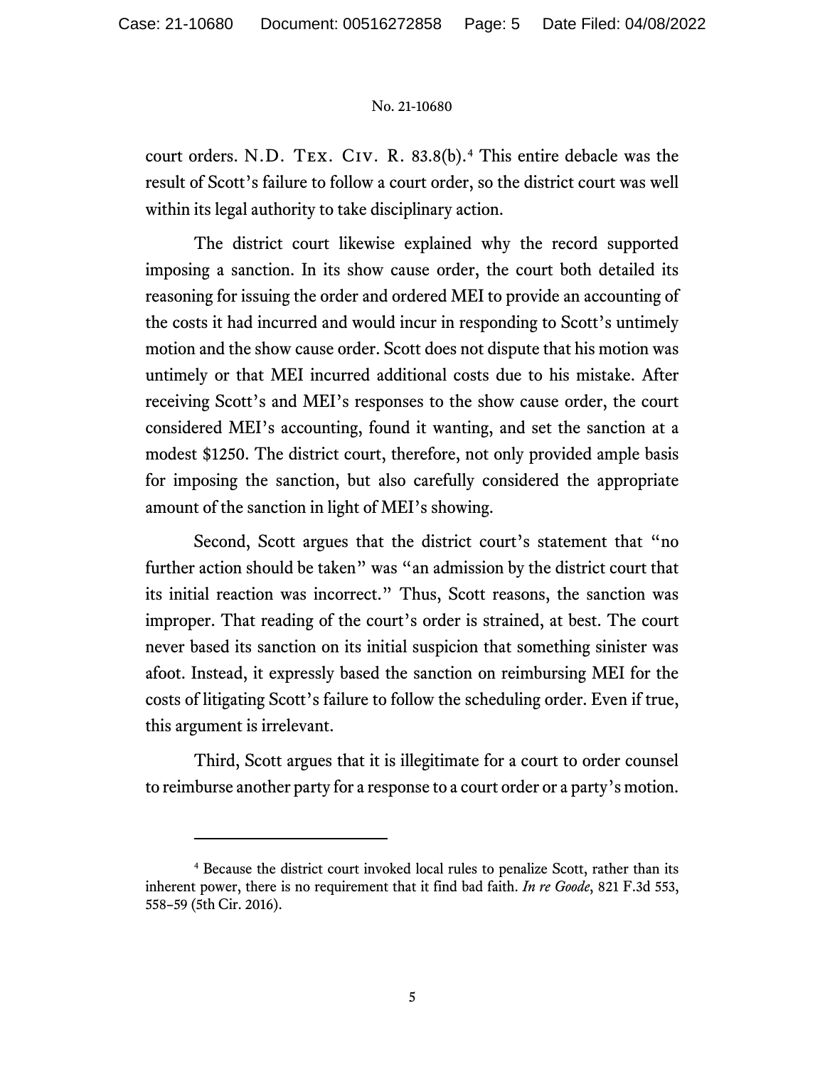court orders. N.D. Tex. Civ. R. 83.8(b).[4] This entire debacle was the result of Scott's failure to follow a court order, so the district court was well within its legal authority to take disciplinary action.

The district court likewise explained why the record supported imposing a sanction. In its show cause order, the court both detailed its reasoning for issuing the order and ordered MEI to provide an accounting of the costs it had incurred and would incur in responding to Scott's untimely motion and the show cause order. Scott does not dispute that his motion was untimely or that MEI incurred additional costs due to his mistake. After receiving Scott's and MEI's responses to the show cause order, the court considered MEI's accounting, found it wanting, and set the sanction at a modest $1250. The district court, therefore, not only provided ample basis for imposing the sanction, but also carefully considered the appropriate amount of the sanction in light of MEI's showing.

Second, Scott argues that the district court's statement that "no further action should be taken" was "an admission by the district court that its initial reaction was incorrect." Thus, Scott reasons, the sanction was improper. That reading of the court's order is strained, at best. The court never based its sanction on its initial suspicion that something sinister was afoot. Instead, it expressly based the sanction on reimbursing MEI for the costs of litigating Scott's failure to follow the scheduling order. Even if true, this argument is irrelevant.

Third, Scott argues that it is illegitimate for a court to order counsel to reimburse another party for a response to a court order or a party's motion.

---

[4] Because the district court invoked local rules to penalize Scott, rather than its inherent power, there is no requirement that it find bad faith. *In re Goode*, 821 F.3d 553, 558–59 (5th Cir. 2016).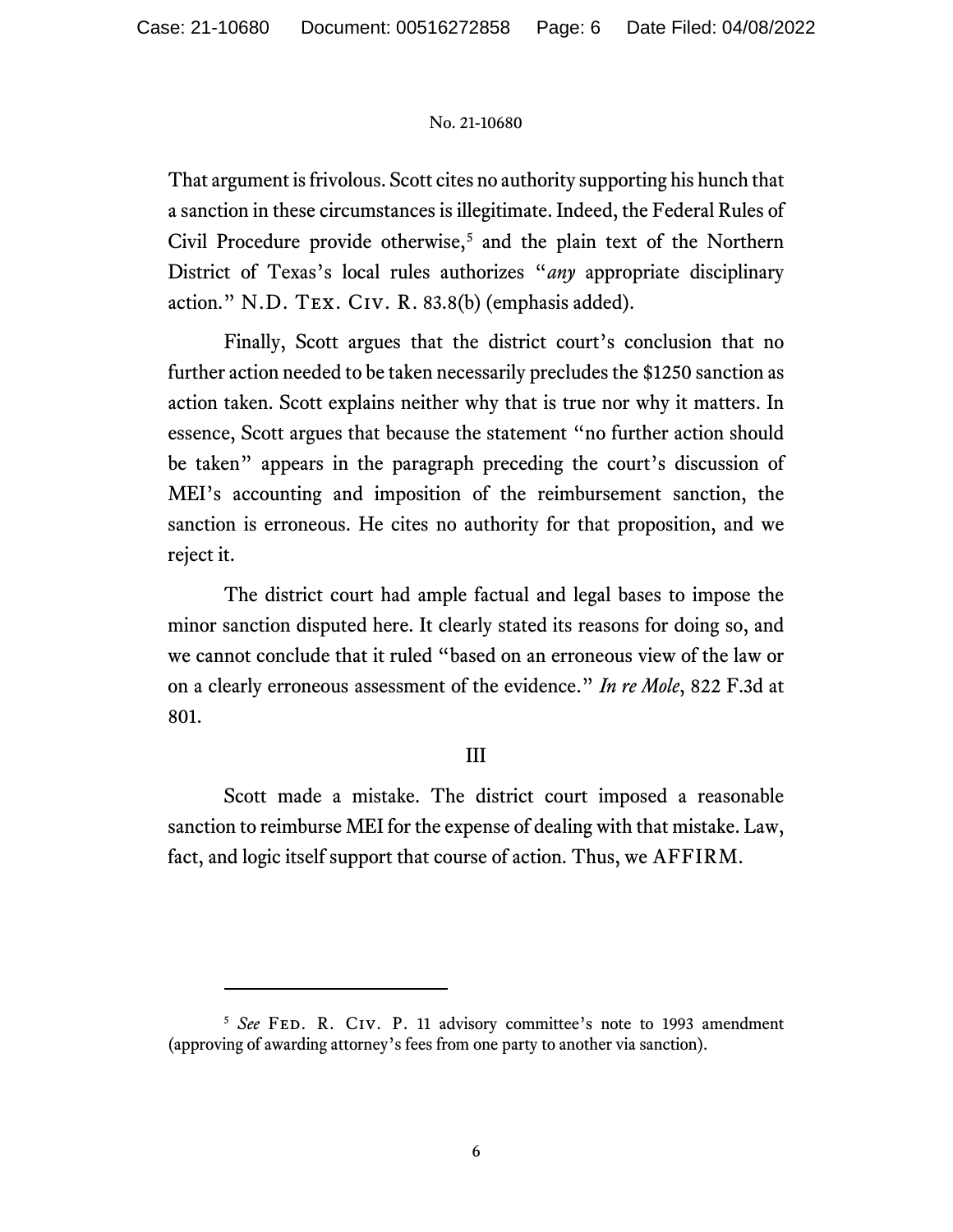That argument is frivolous. Scott cites no authority supporting his hunch that a sanction in these circumstances is illegitimate. Indeed, the Federal Rules of Civil Procedure provide otherwise,[5] and the plain text of the Northern District of Texas's local rules authorizes "*any* appropriate disciplinary action." N.D. TEX. CIV. R. 83.8(b) (emphasis added).

Finally, Scott argues that the district court's conclusion that no further action needed to be taken necessarily precludes the $1250 sanction as action taken. Scott explains neither why that is true nor why it matters. In essence, Scott argues that because the statement "no further action should be taken" appears in the paragraph preceding the court's discussion of MEI's accounting and imposition of the reimbursement sanction, the sanction is erroneous. He cites no authority for that proposition, and we reject it.

The district court had ample factual and legal bases to impose the minor sanction disputed here. It clearly stated its reasons for doing so, and we cannot conclude that it ruled "based on an erroneous view of the law or on a clearly erroneous assessment of the evidence." *In re Mole*, 822 F.3d at 801.

## III

Scott made a mistake. The district court imposed a reasonable sanction to reimburse MEI for the expense of dealing with that mistake. Law, fact, and logic itself support that course of action. Thus, we AFFIRM.

---

[5] *See* FED. R. CIV. P. 11 advisory committee's note to 1993 amendment (approving of awarding attorney's fees from one party to another via sanction).